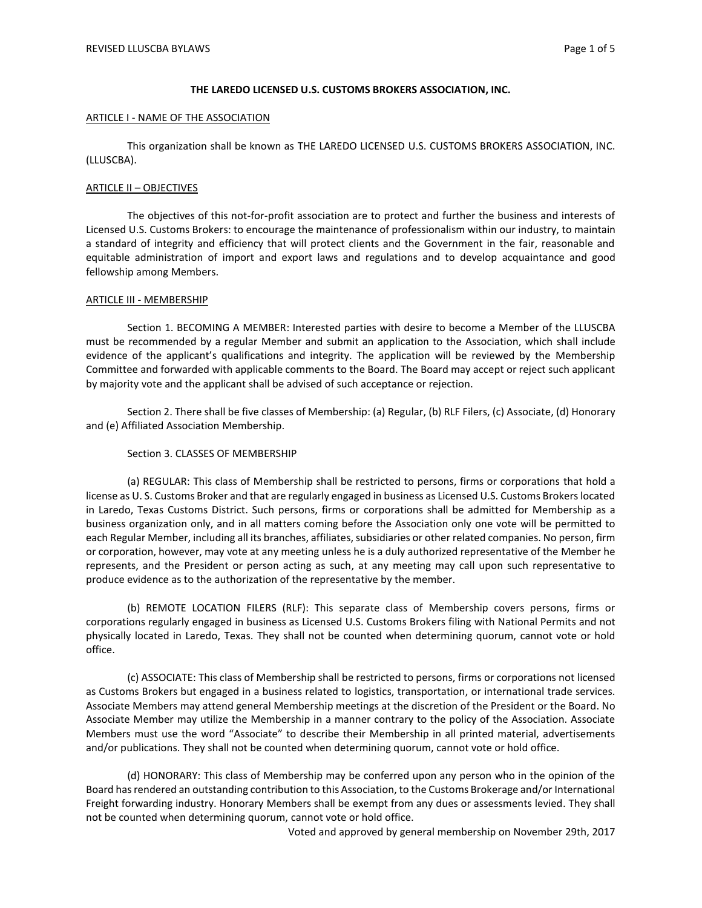# THE LAREDO LICENSED U.S. CUSTOMS BROKERS ASSOCIATION, INC.

## ARTICLE I - NAME OF THE ASSOCIATION

This organization shall be known as THE LAREDO LICENSED U.S. CUSTOMS BROKERS ASSOCIATION, INC. (LLUSCBA).

## ARTICLE II – OBJECTIVES

The objectives of this not-for-profit association are to protect and further the business and interests of Licensed U.S. Customs Brokers: to encourage the maintenance of professionalism within our industry, to maintain a standard of integrity and efficiency that will protect clients and the Government in the fair, reasonable and equitable administration of import and export laws and regulations and to develop acquaintance and good fellowship among Members.

## ARTICLE III - MEMBERSHIP

Section 1. BECOMING A MEMBER: Interested parties with desire to become a Member of the LLUSCBA must be recommended by a regular Member and submit an application to the Association, which shall include evidence of the applicant's qualifications and integrity. The application will be reviewed by the Membership Committee and forwarded with applicable comments to the Board. The Board may accept or reject such applicant by majority vote and the applicant shall be advised of such acceptance or rejection.

Section 2. There shall be five classes of Membership: (a) Regular, (b) RLF Filers, (c) Associate, (d) Honorary and (e) Affiliated Association Membership.

Section 3. CLASSES OF MEMBERSHIP

(a) REGULAR: This class of Membership shall be restricted to persons, firms or corporations that hold a license as U. S. Customs Broker and that are regularly engaged in business as Licensed U.S. Customs Brokers located in Laredo, Texas Customs District. Such persons, firms or corporations shall be admitted for Membership as a business organization only, and in all matters coming before the Association only one vote will be permitted to each Regular Member, including all its branches, affiliates, subsidiaries or other related companies. No person, firm or corporation, however, may vote at any meeting unless he is a duly authorized representative of the Member he represents, and the President or person acting as such, at any meeting may call upon such representative to produce evidence as to the authorization of the representative by the member.

(b) REMOTE LOCATION FILERS (RLF): This separate class of Membership covers persons, firms or corporations regularly engaged in business as Licensed U.S. Customs Brokers filing with National Permits and not physically located in Laredo, Texas. They shall not be counted when determining quorum, cannot vote or hold office.

(c) ASSOCIATE: This class of Membership shall be restricted to persons, firms or corporations not licensed as Customs Brokers but engaged in a business related to logistics, transportation, or international trade services. Associate Members may attend general Membership meetings at the discretion of the President or the Board. No Associate Member may utilize the Membership in a manner contrary to the policy of the Association. Associate Members must use the word "Associate" to describe their Membership in all printed material, advertisements and/or publications. They shall not be counted when determining quorum, cannot vote or hold office.

(d) HONORARY: This class of Membership may be conferred upon any person who in the opinion of the Board has rendered an outstanding contribution to this Association, to the Customs Brokerage and/or International Freight forwarding industry. Honorary Members shall be exempt from any dues or assessments levied. They shall not be counted when determining quorum, cannot vote or hold office.

Voted and approved by general membership on November 29th, 2017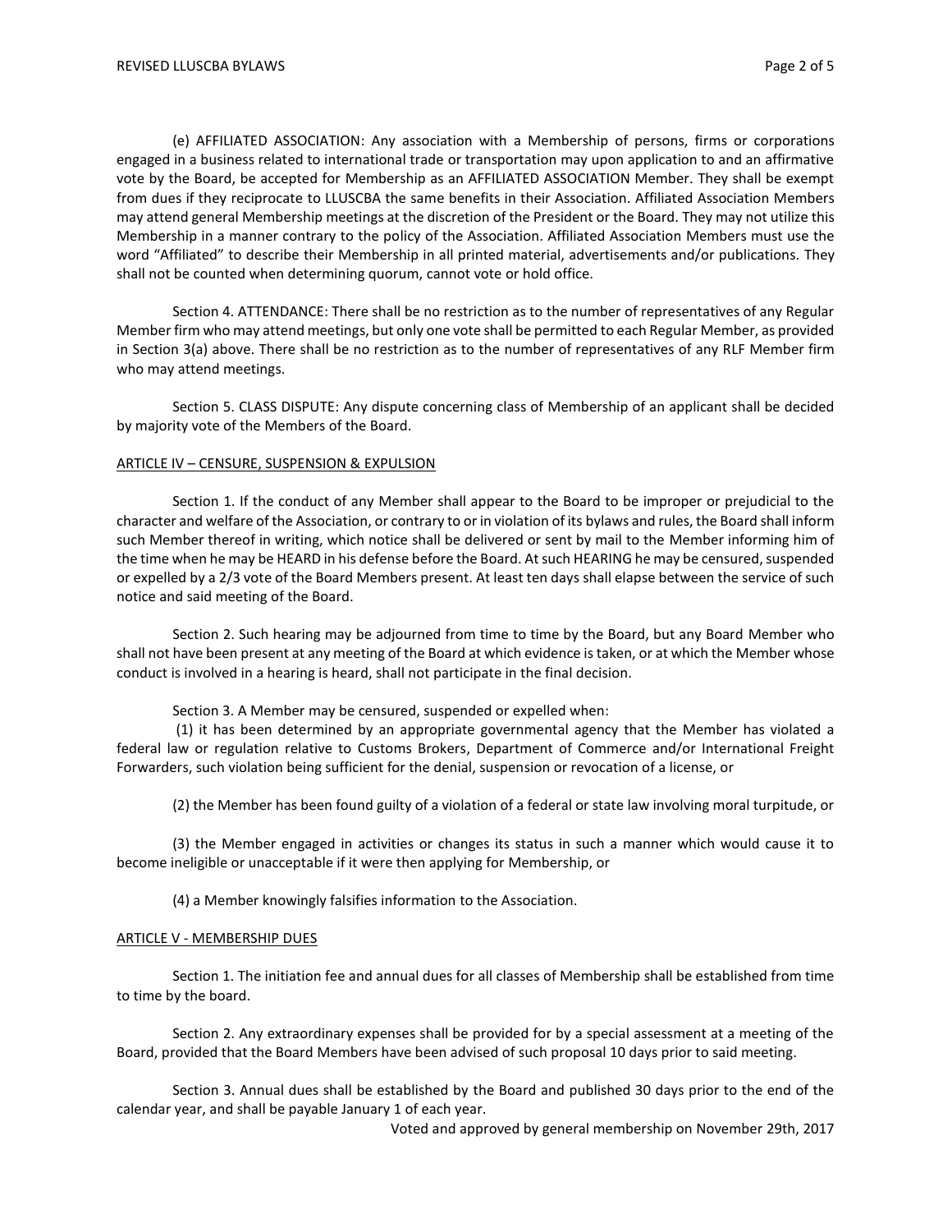(e) AFFILIATED ASSOCIATION: Any association with a Membership of persons, firms or corporations engaged in a business related to international trade or transportation may upon application to and an affirmative vote by the Board, be accepted for Membership as an AFFILIATED ASSOCIATION Member. They shall be exempt from dues if they reciprocate to LLUSCBA the same benefits in their Association. Affiliated Association Members may attend general Membership meetings at the discretion of the President or the Board. They may not utilize this Membership in a manner contrary to the policy of the Association. Affiliated Association Members must use the word "Affiliated" to describe their Membership in all printed material, advertisements and/or publications. They shall not be counted when determining quorum, cannot vote or hold office.

Section 4. ATTENDANCE: There shall be no restriction as to the number of representatives of any Regular Member firm who may attend meetings, but only one vote shall be permitted to each Regular Member, as provided in Section 3(a) above. There shall be no restriction as to the number of representatives of any RLF Member firm who may attend meetings.

Section 5. CLASS DISPUTE: Any dispute concerning class of Membership of an applicant shall be decided by majority vote of the Members of the Board.

## ARTICLE IV – CENSURE, SUSPENSION & EXPULSION

Section 1. If the conduct of any Member shall appear to the Board to be improper or prejudicial to the character and welfare of the Association, or contrary to or in violation of its bylaws and rules, the Board shall inform such Member thereof in writing, which notice shall be delivered or sent by mail to the Member informing him of the time when he may be HEARD in his defense before the Board. At such HEARING he may be censured, suspended or expelled by a 2/3 vote of the Board Members present. At least ten days shall elapse between the service of such notice and said meeting of the Board.

Section 2. Such hearing may be adjourned from time to time by the Board, but any Board Member who shall not have been present at any meeting of the Board at which evidence is taken, or at which the Member whose conduct is involved in a hearing is heard, shall not participate in the final decision.

Section 3. A Member may be censured, suspended or expelled when:

(1) it has been determined by an appropriate governmental agency that the Member has violated a federal law or regulation relative to Customs Brokers, Department of Commerce and/or International Freight Forwarders, such violation being sufficient for the denial, suspension or revocation of a license, or

(2) the Member has been found guilty of a violation of a federal or state law involving moral turpitude, or

(3) the Member engaged in activities or changes its status in such a manner which would cause it to become ineligible or unacceptable if it were then applying for Membership, or

(4) a Member knowingly falsifies information to the Association.

## ARTICLE V - MEMBERSHIP DUES

Section 1. The initiation fee and annual dues for all classes of Membership shall be established from time to time by the board.

Section 2. Any extraordinary expenses shall be provided for by a special assessment at a meeting of the Board, provided that the Board Members have been advised of such proposal 10 days prior to said meeting.

Section 3. Annual dues shall be established by the Board and published 30 days prior to the end of the calendar year, and shall be payable January 1 of each year.

Voted and approved by general membership on November 29th, 2017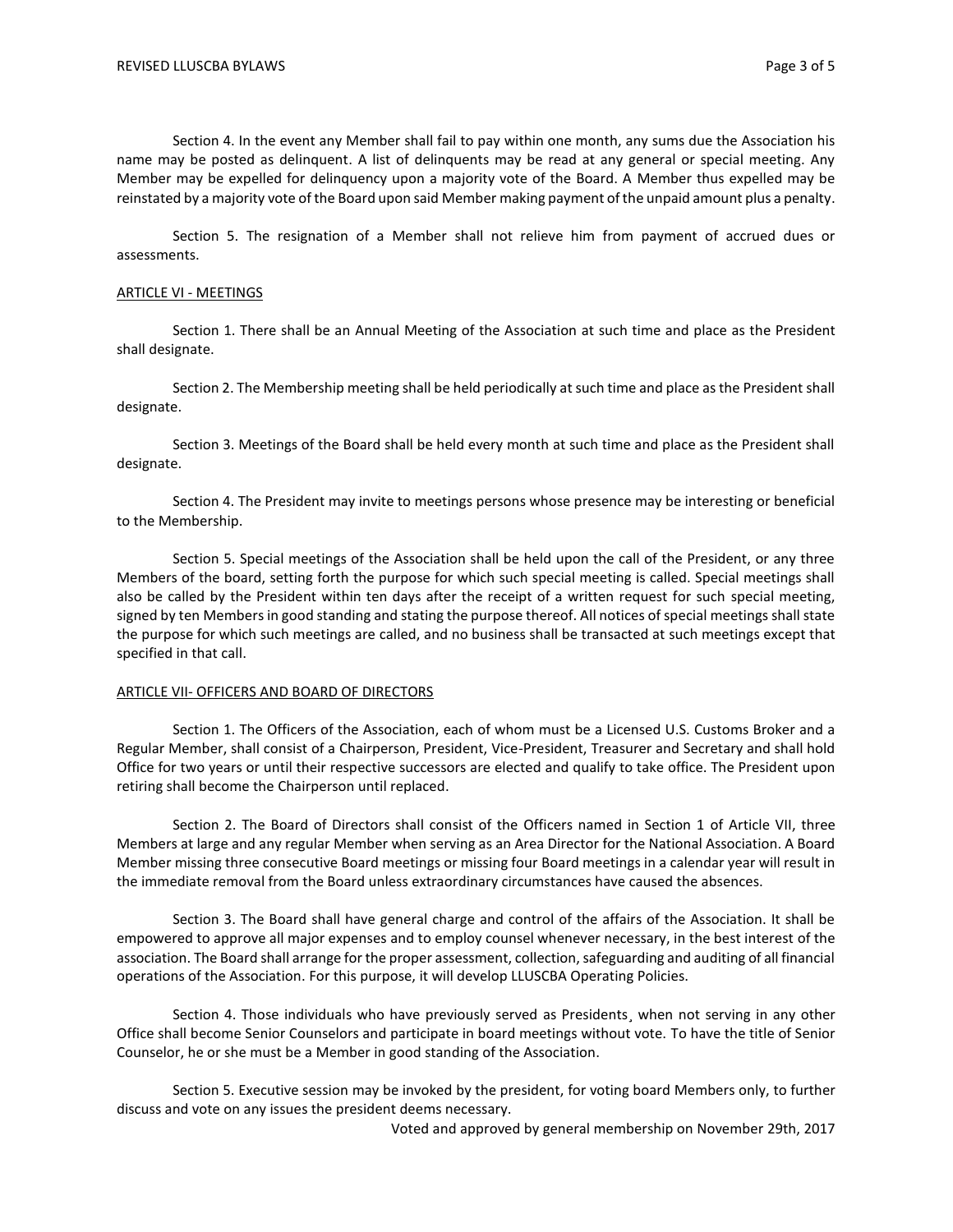Section 4. In the event any Member shall fail to pay within one month, any sums due the Association his name may be posted as delinquent. A list of delinquents may be read at any general or special meeting. Any Member may be expelled for delinquency upon a majority vote of the Board. A Member thus expelled may be reinstated by a majority vote of the Board upon said Member making payment of the unpaid amount plus a penalty.

Section 5. The resignation of a Member shall not relieve him from payment of accrued dues or assessments.

## ARTICLE VI - MEETINGS

Section 1. There shall be an Annual Meeting of the Association at such time and place as the President shall designate.

Section 2. The Membership meeting shall be held periodically at such time and place as the President shall designate.

Section 3. Meetings of the Board shall be held every month at such time and place as the President shall designate.

Section 4. The President may invite to meetings persons whose presence may be interesting or beneficial to the Membership.

Section 5. Special meetings of the Association shall be held upon the call of the President, or any three Members of the board, setting forth the purpose for which such special meeting is called. Special meetings shall also be called by the President within ten days after the receipt of a written request for such special meeting, signed by ten Members in good standing and stating the purpose thereof. All notices of special meetings shall state the purpose for which such meetings are called, and no business shall be transacted at such meetings except that specified in that call.

## ARTICLE VII- OFFICERS AND BOARD OF DIRECTORS

Section 1. The Officers of the Association, each of whom must be a Licensed U.S. Customs Broker and a Regular Member, shall consist of a Chairperson, President, Vice-President, Treasurer and Secretary and shall hold Office for two years or until their respective successors are elected and qualify to take office. The President upon retiring shall become the Chairperson until replaced.

Section 2. The Board of Directors shall consist of the Officers named in Section 1 of Article VII, three Members at large and any regular Member when serving as an Area Director for the National Association. A Board Member missing three consecutive Board meetings or missing four Board meetings in a calendar year will result in the immediate removal from the Board unless extraordinary circumstances have caused the absences.

Section 3. The Board shall have general charge and control of the affairs of the Association. It shall be empowered to approve all major expenses and to employ counsel whenever necessary, in the best interest of the association. The Board shall arrange for the proper assessment, collection, safeguarding and auditing of all financial operations of the Association. For this purpose, it will develop LLUSCBA Operating Policies.

Section 4. Those individuals who have previously served as Presidents¸ when not serving in any other Office shall become Senior Counselors and participate in board meetings without vote. To have the title of Senior Counselor, he or she must be a Member in good standing of the Association.

Section 5. Executive session may be invoked by the president, for voting board Members only, to further discuss and vote on any issues the president deems necessary.

Voted and approved by general membership on November 29th, 2017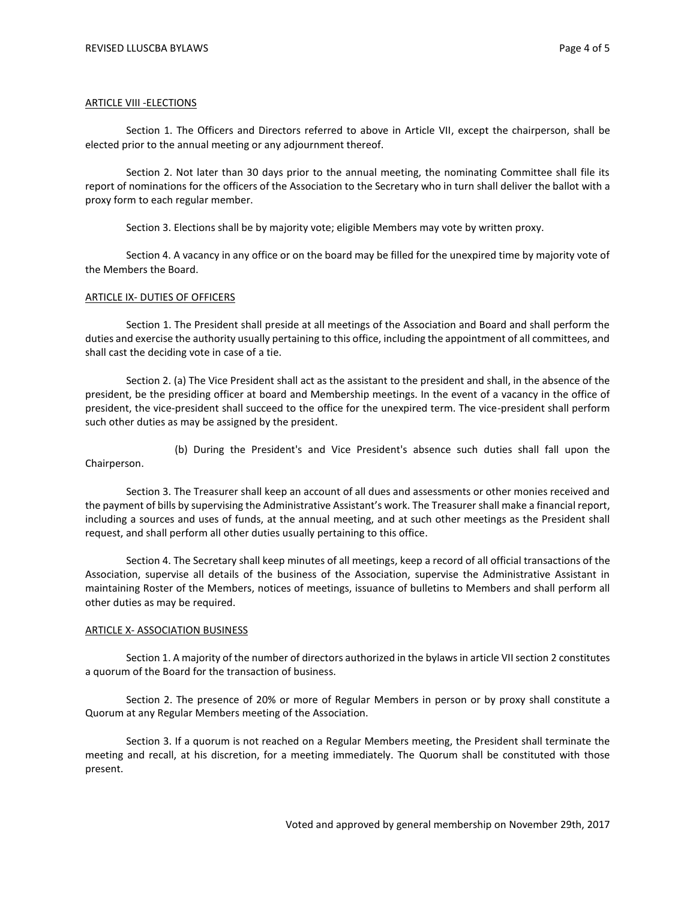## ARTICLE VIII -ELECTIONS

Section 1. The Officers and Directors referred to above in Article VII, except the chairperson, shall be elected prior to the annual meeting or any adjournment thereof.

Section 2. Not later than 30 days prior to the annual meeting, the nominating Committee shall file its report of nominations for the officers of the Association to the Secretary who in turn shall deliver the ballot with a proxy form to each regular member.

Section 3. Elections shall be by majority vote; eligible Members may vote by written proxy.

Section 4. A vacancy in any office or on the board may be filled for the unexpired time by majority vote of the Members the Board.

## ARTICLE IX- DUTIES OF OFFICERS

Section 1. The President shall preside at all meetings of the Association and Board and shall perform the duties and exercise the authority usually pertaining to this office, including the appointment of all committees, and shall cast the deciding vote in case of a tie.

Section 2. (a) The Vice President shall act as the assistant to the president and shall, in the absence of the president, be the presiding officer at board and Membership meetings. In the event of a vacancy in the office of president, the vice-president shall succeed to the office for the unexpired term. The vice-president shall perform such other duties as may be assigned by the president.

(b) During the President's and Vice President's absence such duties shall fall upon the Chairperson.

Section 3. The Treasurer shall keep an account of all dues and assessments or other monies received and the payment of bills by supervising the Administrative Assistant's work. The Treasurer shall make a financial report, including a sources and uses of funds, at the annual meeting, and at such other meetings as the President shall request, and shall perform all other duties usually pertaining to this office.

Section 4. The Secretary shall keep minutes of all meetings, keep a record of all official transactions of the Association, supervise all details of the business of the Association, supervise the Administrative Assistant in maintaining Roster of the Members, notices of meetings, issuance of bulletins to Members and shall perform all other duties as may be required.

## ARTICLE X- ASSOCIATION BUSINESS

Section 1. A majority of the number of directors authorized in the bylaws in article VII section 2 constitutes a quorum of the Board for the transaction of business.

Section 2. The presence of 20% or more of Regular Members in person or by proxy shall constitute a Quorum at any Regular Members meeting of the Association.

Section 3. If a quorum is not reached on a Regular Members meeting, the President shall terminate the meeting and recall, at his discretion, for a meeting immediately. The Quorum shall be constituted with those present.

Voted and approved by general membership on November 29th, 2017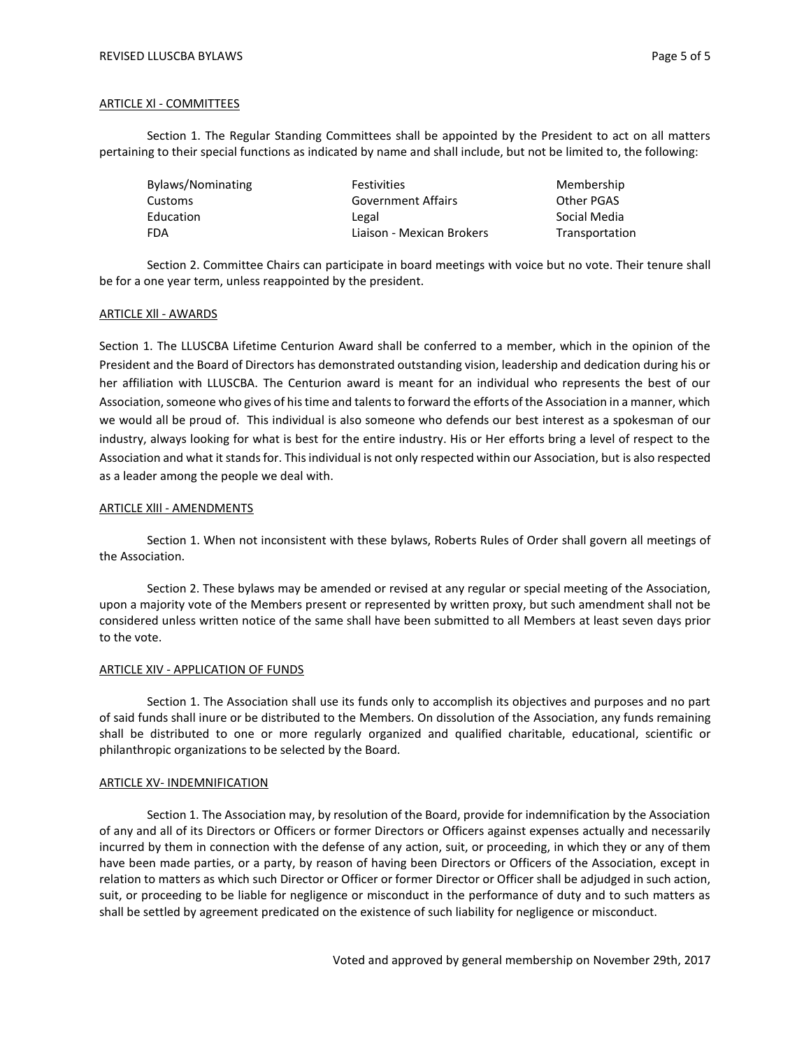## ARTICLE XI - COMMITTEES

Section 1. The Regular Standing Committees shall be appointed by the President to act on all matters pertaining to their special functions as indicated by name and shall include, but not be limited to, the following:

| | | |
|---|---|---|
| Bylaws/Nominating | Festivities | Membership |
| Customs | Government Affairs | Other PGAS |
| Education | Legal | Social Media |
| FDA | Liaison - Mexican Brokers | Transportation |

Section 2. Committee Chairs can participate in board meetings with voice but no vote. Their tenure shall be for a one year term, unless reappointed by the president.

## ARTICLE XII - AWARDS

Section 1. The LLUSCBA Lifetime Centurion Award shall be conferred to a member, which in the opinion of the President and the Board of Directors has demonstrated outstanding vision, leadership and dedication during his or her affiliation with LLUSCBA. The Centurion award is meant for an individual who represents the best of our Association, someone who gives of his time and talents to forward the efforts of the Association in a manner, which we would all be proud of. This individual is also someone who defends our best interest as a spokesman of our industry, always looking for what is best for the entire industry. His or Her efforts bring a level of respect to the Association and what it stands for. This individual is not only respected within our Association, but is also respected as a leader among the people we deal with.

## ARTICLE XIII - AMENDMENTS

Section 1. When not inconsistent with these bylaws, Roberts Rules of Order shall govern all meetings of the Association.

Section 2. These bylaws may be amended or revised at any regular or special meeting of the Association, upon a majority vote of the Members present or represented by written proxy, but such amendment shall not be considered unless written notice of the same shall have been submitted to all Members at least seven days prior to the vote.

## ARTICLE XIV - APPLICATION OF FUNDS

Section 1. The Association shall use its funds only to accomplish its objectives and purposes and no part of said funds shall inure or be distributed to the Members. On dissolution of the Association, any funds remaining shall be distributed to one or more regularly organized and qualified charitable, educational, scientific or philanthropic organizations to be selected by the Board.

## ARTICLE XV- INDEMNIFICATION

Section 1. The Association may, by resolution of the Board, provide for indemnification by the Association of any and all of its Directors or Officers or former Directors or Officers against expenses actually and necessarily incurred by them in connection with the defense of any action, suit, or proceeding, in which they or any of them have been made parties, or a party, by reason of having been Directors or Officers of the Association, except in relation to matters as which such Director or Officer or former Director or Officer shall be adjudged in such action, suit, or proceeding to be liable for negligence or misconduct in the performance of duty and to such matters as shall be settled by agreement predicated on the existence of such liability for negligence or misconduct.

Voted and approved by general membership on November 29th, 2017